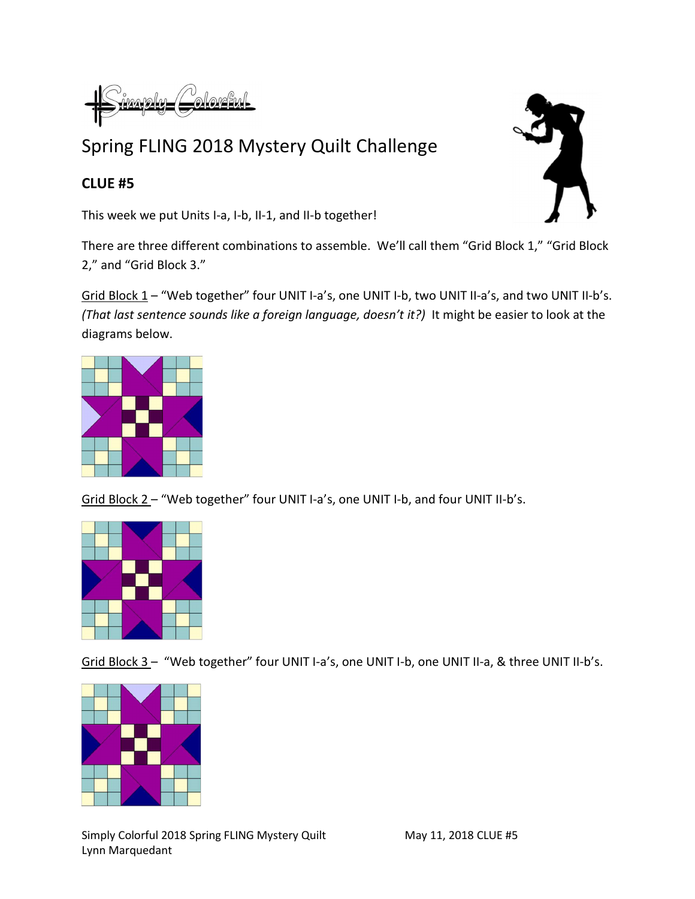Simply Colorful

# Spring FLING 2018 Mystery Quilt Challenge

## CLUE #5

This week we put Units I-a, I-b, II-1, and II-b together!

There are three different combinations to assemble. We'll call them "Grid Block 1," "Grid Block 2," and "Grid Block 3."

Grid Block 1 – "Web together" four UNIT I-a's, one UNIT I-b, two UNIT II-a's, and two UNIT II-b's. *(That last sentence sounds like a foreign language, doesn't it?)* It might be easier to look at the diagrams below.

Grid Block 2 – "Web together" four UNIT I-a's, one UNIT I-b, and four UNIT II-b's.

Grid Block 3 – "Web together" four UNIT I-a's, one UNIT I-b, one UNIT II-a, & three UNIT II-b's.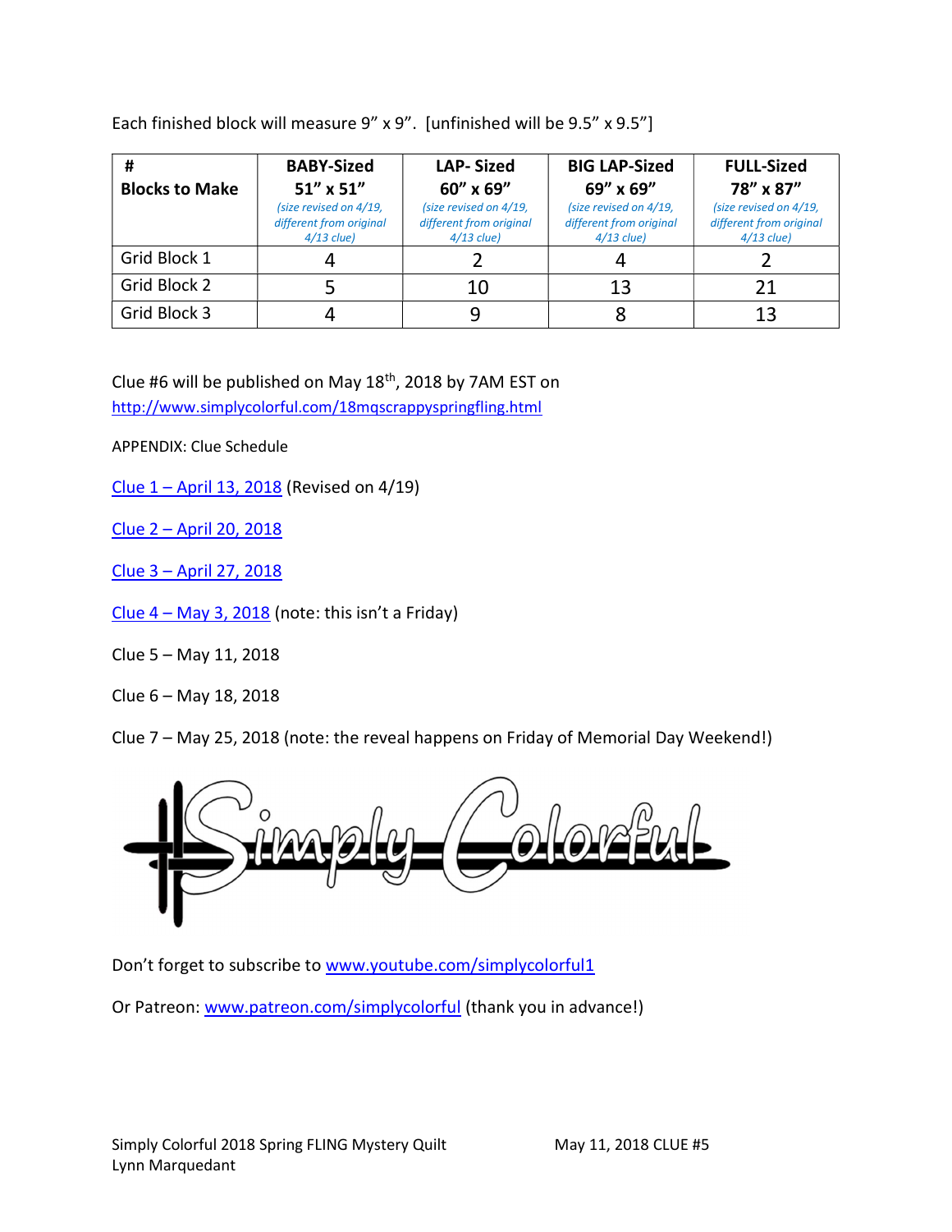Each finished block will measure 9" x 9". [unfinished will be 9.5" x 9.5"]

| # Blocks to Make | BABY-Sized 51" x 51" *(size revised on 4/19, different from original 4/13 clue)* | LAP- Sized 60" x 69" *(size revised on 4/19, different from original 4/13 clue)* | BIG LAP-Sized 69" x 69" *(size revised on 4/19, different from original 4/13 clue)* | FULL-Sized 78" x 87" *(size revised on 4/19, different from original 4/13 clue)* |
|---|---|---|---|---|
| Grid Block 1 | 4 | 2 | 4 | 2 |
| Grid Block 2 | 5 | 10 | 13 | 21 |
| Grid Block 3 | 4 | 9 | 8 | 13 |

Clue #6 will be published on May 18th, 2018 by 7AM EST on http://www.simplycolorful.com/18mqscrappyspringfling.html

APPENDIX: Clue Schedule

Clue 1 – April 13, 2018 (Revised on 4/19)

Clue 2 – April 20, 2018

Clue 3 – April 27, 2018

Clue 4 – May 3, 2018 (note: this isn't a Friday)

Clue 5 – May 11, 2018

Clue 6 – May 18, 2018

Clue 7 – May 25, 2018 (note: the reveal happens on Friday of Memorial Day Weekend!)

Simply Colorful

Don't forget to subscribe to www.youtube.com/simplycolorful1

Or Patreon: www.patreon.com/simplycolorful (thank you in advance!)